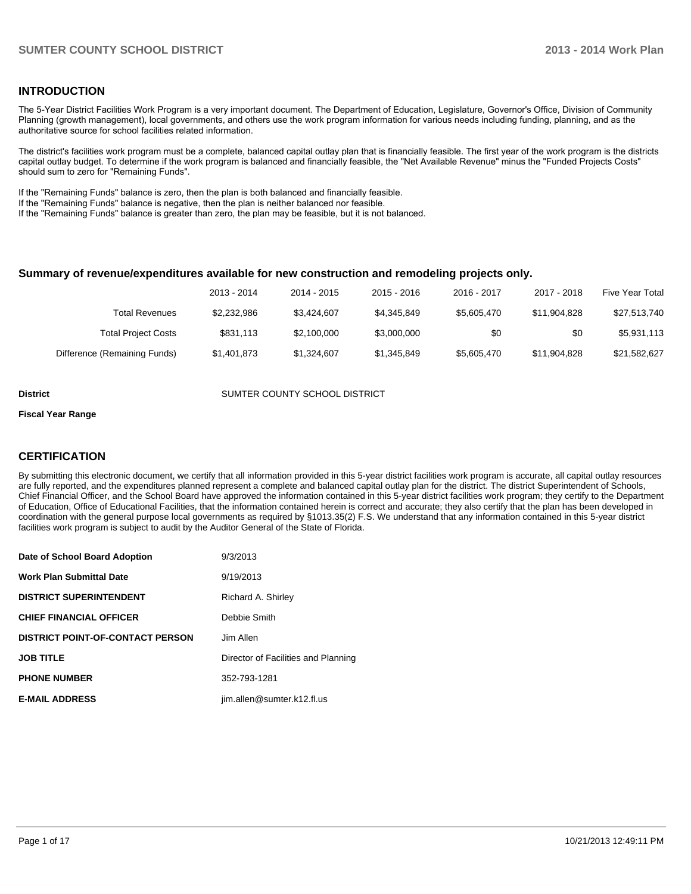## INTRODUCTION

The 5-Year District Facilities Work Program is a very important document. The Department of Education, Legislature, Governor's Office, Division of Community Planning (growth management), local governments, and others use the work program information for various needs including funding, planning, and as the authoritative source for school facilities related information.

The district's facilities work program must be a complete, balanced capital outlay plan that is financially feasible. The first year of the work program is the districts capital outlay budget. To determine if the work program is balanced and financially feasible, the "Net Available Revenue" minus the "Funded Projects Costs" should sum to zero for "Remaining Funds".

If the "Remaining Funds" balance is zero, then the plan is both balanced and financially feasible.
If the "Remaining Funds" balance is negative, then the plan is neither balanced nor feasible.
If the "Remaining Funds" balance is greater than zero, the plan may be feasible, but it is not balanced.

### Summary of revenue/expenditures available for new construction and remodeling projects only.

| | 2013 - 2014 | 2014 - 2015 | 2015 - 2016 | 2016 - 2017 | 2017 - 2018 | Five Year Total |
|---|---|---|---|---|---|---|
| Total Revenues | $2,232,986 | $3,424,607 | $4,345,849 | $5,605,470 | $11,904,828 | $27,513,740 |
| Total Project Costs | $831,113 | $2,100,000 | $3,000,000 | $0 | $0 | $5,931,113 |
| Difference (Remaining Funds) | $1,401,873 | $1,324,607 | $1,345,849 | $5,605,470 | $11,904,828 | $21,582,627 |

**District** SUMTER COUNTY SCHOOL DISTRICT

**Fiscal Year Range**

## CERTIFICATION

By submitting this electronic document, we certify that all information provided in this 5-year district facilities work program is accurate, all capital outlay resources are fully reported, and the expenditures planned represent a complete and balanced capital outlay plan for the district. The district Superintendent of Schools, Chief Financial Officer, and the School Board have approved the information contained in this 5-year district facilities work program; they certify to the Department of Education, Office of Educational Facilities, that the information contained herein is correct and accurate; they also certify that the plan has been developed in coordination with the general purpose local governments as required by §1013.35(2) F.S. We understand that any information contained in this 5-year district facilities work program is subject to audit by the Auditor General of the State of Florida.

| | |
|---|---|
| **Date of School Board Adoption** | 9/3/2013 |
| **Work Plan Submittal Date** | 9/19/2013 |
| **DISTRICT SUPERINTENDENT** | Richard A. Shirley |
| **CHIEF FINANCIAL OFFICER** | Debbie Smith |
| **DISTRICT POINT-OF-CONTACT PERSON** | Jim Allen |
| **JOB TITLE** | Director of Facilities and Planning |
| **PHONE NUMBER** | 352-793-1281 |
| **E-MAIL ADDRESS** | jim.allen@sumter.k12.fl.us |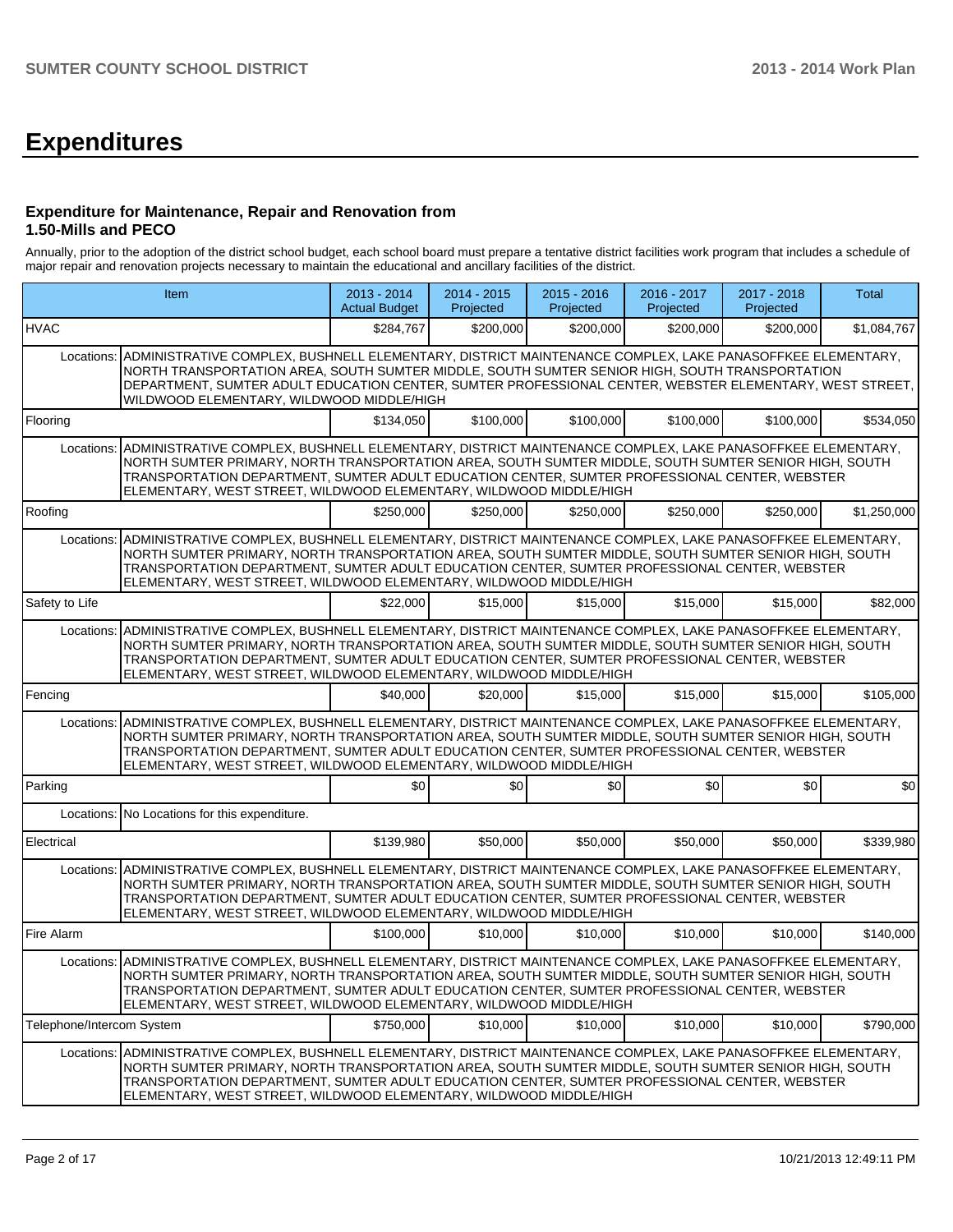# Expenditures

### Expenditure for Maintenance, Repair and Renovation from 1.50-Mills and PECO

Annually, prior to the adoption of the district school budget, each school board must prepare a tentative district facilities work program that includes a schedule of major repair and renovation projects necessary to maintain the educational and ancillary facilities of the district.

| Item | | 2013 - 2014 Actual Budget | 2014 - 2015 Projected | 2015 - 2016 Projected | 2016 - 2017 Projected | 2017 - 2018 Projected | Total |
|---|---|---|---|---|---|---|---|
| HVAC | | $284,767 | $200,000 | $200,000 | $200,000 | $200,000 | $1,084,767 |
| Locations: | ADMINISTRATIVE COMPLEX, BUSHNELL ELEMENTARY, DISTRICT MAINTENANCE COMPLEX, LAKE PANASOFFKEE ELEMENTARY, NORTH TRANSPORTATION AREA, SOUTH SUMTER MIDDLE, SOUTH SUMTER SENIOR HIGH, SOUTH TRANSPORTATION DEPARTMENT, SUMTER ADULT EDUCATION CENTER, SUMTER PROFESSIONAL CENTER, WEBSTER ELEMENTARY, WEST STREET, WILDWOOD ELEMENTARY, WILDWOOD MIDDLE/HIGH | | | | | | |
| Flooring | | $134,050 | $100,000 | $100,000 | $100,000 | $100,000 | $534,050 |
| Locations: | ADMINISTRATIVE COMPLEX, BUSHNELL ELEMENTARY, DISTRICT MAINTENANCE COMPLEX, LAKE PANASOFFKEE ELEMENTARY, NORTH SUMTER PRIMARY, NORTH TRANSPORTATION AREA, SOUTH SUMTER MIDDLE, SOUTH SUMTER SENIOR HIGH, SOUTH TRANSPORTATION DEPARTMENT, SUMTER ADULT EDUCATION CENTER, SUMTER PROFESSIONAL CENTER, WEBSTER ELEMENTARY, WEST STREET, WILDWOOD ELEMENTARY, WILDWOOD MIDDLE/HIGH | | | | | | |
| Roofing | | $250,000 | $250,000 | $250,000 | $250,000 | $250,000 | $1,250,000 |
| Locations: | ADMINISTRATIVE COMPLEX, BUSHNELL ELEMENTARY, DISTRICT MAINTENANCE COMPLEX, LAKE PANASOFFKEE ELEMENTARY, NORTH SUMTER PRIMARY, NORTH TRANSPORTATION AREA, SOUTH SUMTER MIDDLE, SOUTH SUMTER SENIOR HIGH, SOUTH TRANSPORTATION DEPARTMENT, SUMTER ADULT EDUCATION CENTER, SUMTER PROFESSIONAL CENTER, WEBSTER ELEMENTARY, WEST STREET, WILDWOOD ELEMENTARY, WILDWOOD MIDDLE/HIGH | | | | | | |
| Safety to Life | | $22,000 | $15,000 | $15,000 | $15,000 | $15,000 | $82,000 |
| Locations: | ADMINISTRATIVE COMPLEX, BUSHNELL ELEMENTARY, DISTRICT MAINTENANCE COMPLEX, LAKE PANASOFFKEE ELEMENTARY, NORTH SUMTER PRIMARY, NORTH TRANSPORTATION AREA, SOUTH SUMTER MIDDLE, SOUTH SUMTER SENIOR HIGH, SOUTH TRANSPORTATION DEPARTMENT, SUMTER ADULT EDUCATION CENTER, SUMTER PROFESSIONAL CENTER, WEBSTER ELEMENTARY, WEST STREET, WILDWOOD ELEMENTARY, WILDWOOD MIDDLE/HIGH | | | | | | |
| Fencing | | $40,000 | $20,000 | $15,000 | $15,000 | $15,000 | $105,000 |
| Locations: | ADMINISTRATIVE COMPLEX, BUSHNELL ELEMENTARY, DISTRICT MAINTENANCE COMPLEX, LAKE PANASOFFKEE ELEMENTARY, NORTH SUMTER PRIMARY, NORTH TRANSPORTATION AREA, SOUTH SUMTER MIDDLE, SOUTH SUMTER SENIOR HIGH, SOUTH TRANSPORTATION DEPARTMENT, SUMTER ADULT EDUCATION CENTER, SUMTER PROFESSIONAL CENTER, WEBSTER ELEMENTARY, WEST STREET, WILDWOOD ELEMENTARY, WILDWOOD MIDDLE/HIGH | | | | | | |
| Parking | | $0 | $0 | $0 | $0 | $0 | $0 |
| Locations: | No Locations for this expenditure. | | | | | | |
| Electrical | | $139,980 | $50,000 | $50,000 | $50,000 | $50,000 | $339,980 |
| Locations: | ADMINISTRATIVE COMPLEX, BUSHNELL ELEMENTARY, DISTRICT MAINTENANCE COMPLEX, LAKE PANASOFFKEE ELEMENTARY, NORTH SUMTER PRIMARY, NORTH TRANSPORTATION AREA, SOUTH SUMTER MIDDLE, SOUTH SUMTER SENIOR HIGH, SOUTH TRANSPORTATION DEPARTMENT, SUMTER ADULT EDUCATION CENTER, SUMTER PROFESSIONAL CENTER, WEBSTER ELEMENTARY, WEST STREET, WILDWOOD ELEMENTARY, WILDWOOD MIDDLE/HIGH | | | | | | |
| Fire Alarm | | $100,000 | $10,000 | $10,000 | $10,000 | $10,000 | $140,000 |
| Locations: | ADMINISTRATIVE COMPLEX, BUSHNELL ELEMENTARY, DISTRICT MAINTENANCE COMPLEX, LAKE PANASOFFKEE ELEMENTARY, NORTH SUMTER PRIMARY, NORTH TRANSPORTATION AREA, SOUTH SUMTER MIDDLE, SOUTH SUMTER SENIOR HIGH, SOUTH TRANSPORTATION DEPARTMENT, SUMTER ADULT EDUCATION CENTER, SUMTER PROFESSIONAL CENTER, WEBSTER ELEMENTARY, WEST STREET, WILDWOOD ELEMENTARY, WILDWOOD MIDDLE/HIGH | | | | | | |
| Telephone/Intercom System | | $750,000 | $10,000 | $10,000 | $10,000 | $10,000 | $790,000 |
| Locations: | ADMINISTRATIVE COMPLEX, BUSHNELL ELEMENTARY, DISTRICT MAINTENANCE COMPLEX, LAKE PANASOFFKEE ELEMENTARY, NORTH SUMTER PRIMARY, NORTH TRANSPORTATION AREA, SOUTH SUMTER MIDDLE, SOUTH SUMTER SENIOR HIGH, SOUTH TRANSPORTATION DEPARTMENT, SUMTER ADULT EDUCATION CENTER, SUMTER PROFESSIONAL CENTER, WEBSTER ELEMENTARY, WEST STREET, WILDWOOD ELEMENTARY, WILDWOOD MIDDLE/HIGH | | | | | | |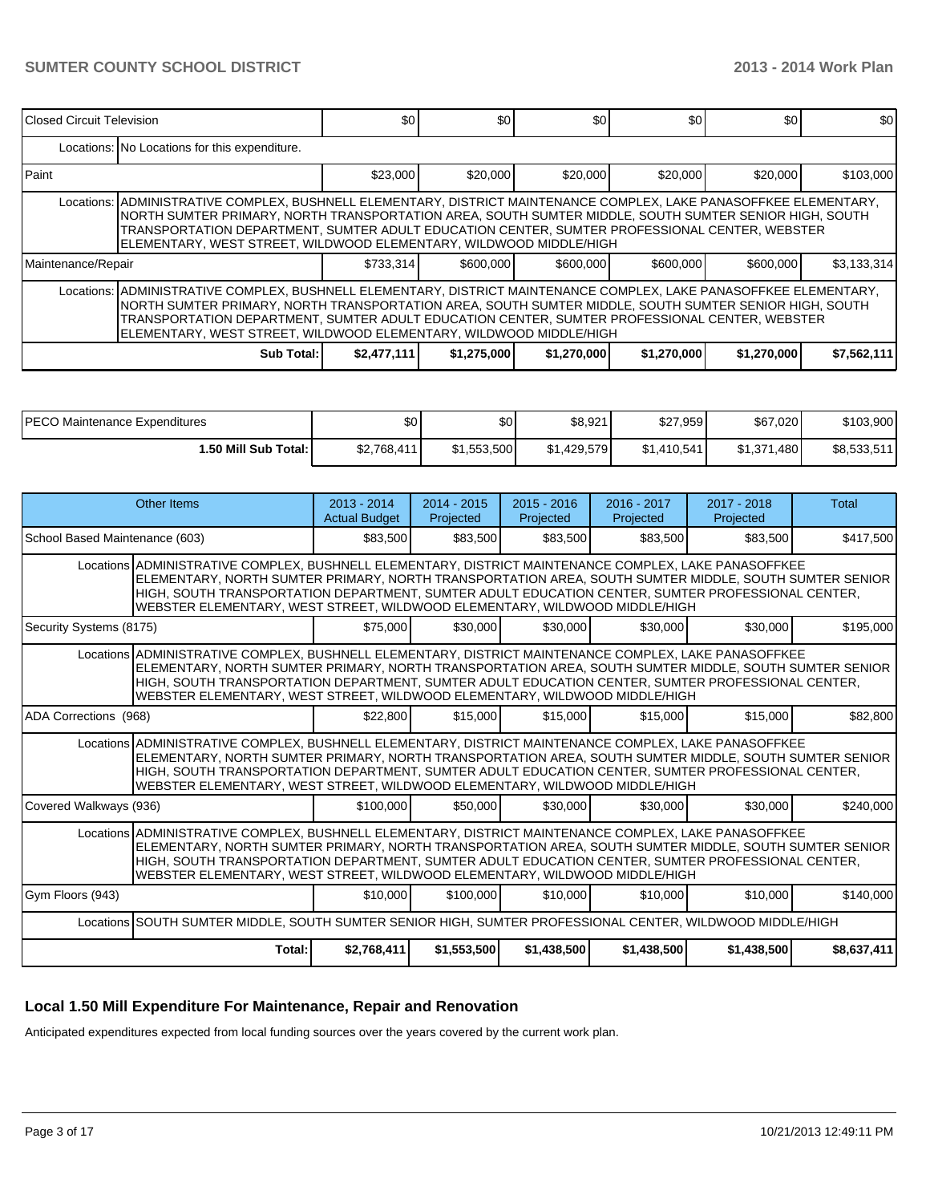| Closed Circuit Television | | $0 | $0 | $0 | $0 | $0 | $0 |
|---|---|---|---|---|---|---|---|
| | Locations: | No Locations for this expenditure. | | | | | |
| Paint | | $23,000 | $20,000 | $20,000 | $20,000 | $20,000 | $103,000 |
| | Locations: | ADMINISTRATIVE COMPLEX, BUSHNELL ELEMENTARY, DISTRICT MAINTENANCE COMPLEX, LAKE PANASOFFKEE ELEMENTARY, NORTH SUMTER PRIMARY, NORTH TRANSPORTATION AREA, SOUTH SUMTER MIDDLE, SOUTH SUMTER SENIOR HIGH, SOUTH TRANSPORTATION DEPARTMENT, SUMTER ADULT EDUCATION CENTER, SUMTER PROFESSIONAL CENTER, WEBSTER ELEMENTARY, WEST STREET, WILDWOOD ELEMENTARY, WILDWOOD MIDDLE/HIGH | | | | | |
| Maintenance/Repair | | $733,314 | $600,000 | $600,000 | $600,000 | $600,000 | $3,133,314 |
| | Locations: | ADMINISTRATIVE COMPLEX, BUSHNELL ELEMENTARY, DISTRICT MAINTENANCE COMPLEX, LAKE PANASOFFKEE ELEMENTARY, NORTH SUMTER PRIMARY, NORTH TRANSPORTATION AREA, SOUTH SUMTER MIDDLE, SOUTH SUMTER SENIOR HIGH, SOUTH TRANSPORTATION DEPARTMENT, SUMTER ADULT EDUCATION CENTER, SUMTER PROFESSIONAL CENTER, WEBSTER ELEMENTARY, WEST STREET, WILDWOOD ELEMENTARY, WILDWOOD MIDDLE/HIGH | | | | | |
| | **Sub Total:** | **$2,477,111** | **$1,275,000** | **$1,270,000** | **$1,270,000** | **$1,270,000** | **$7,562,111** |

| PECO Maintenance Expenditures | $0 | $0 | $8,921 | $27,959 | $67,020 | $103,900 |
|---|---|---|---|---|---|---|
| **1.50 Mill Sub Total:** | $2,768,411 | $1,553,500 | $1,429,579 | $1,410,541 | $1,371,480 | $8,533,511 |

| Other Items | | 2013 - 2014 Actual Budget | 2014 - 2015 Projected | 2015 - 2016 Projected | 2016 - 2017 Projected | 2017 - 2018 Projected | Total |
|---|---|---|---|---|---|---|---|
| School Based Maintenance (603) | | $83,500 | $83,500 | $83,500 | $83,500 | $83,500 | $417,500 |
| | Locations | ADMINISTRATIVE COMPLEX, BUSHNELL ELEMENTARY, DISTRICT MAINTENANCE COMPLEX, LAKE PANASOFFKEE ELEMENTARY, NORTH SUMTER PRIMARY, NORTH TRANSPORTATION AREA, SOUTH SUMTER MIDDLE, SOUTH SUMTER SENIOR HIGH, SOUTH TRANSPORTATION DEPARTMENT, SUMTER ADULT EDUCATION CENTER, SUMTER PROFESSIONAL CENTER, WEBSTER ELEMENTARY, WEST STREET, WILDWOOD ELEMENTARY, WILDWOOD MIDDLE/HIGH | | | | | |
| Security Systems (8175) | | $75,000 | $30,000 | $30,000 | $30,000 | $30,000 | $195,000 |
| | Locations | ADMINISTRATIVE COMPLEX, BUSHNELL ELEMENTARY, DISTRICT MAINTENANCE COMPLEX, LAKE PANASOFFKEE ELEMENTARY, NORTH SUMTER PRIMARY, NORTH TRANSPORTATION AREA, SOUTH SUMTER MIDDLE, SOUTH SUMTER SENIOR HIGH, SOUTH TRANSPORTATION DEPARTMENT, SUMTER ADULT EDUCATION CENTER, SUMTER PROFESSIONAL CENTER, WEBSTER ELEMENTARY, WEST STREET, WILDWOOD ELEMENTARY, WILDWOOD MIDDLE/HIGH | | | | | |
| ADA Corrections (968) | | $22,800 | $15,000 | $15,000 | $15,000 | $15,000 | $82,800 |
| | Locations | ADMINISTRATIVE COMPLEX, BUSHNELL ELEMENTARY, DISTRICT MAINTENANCE COMPLEX, LAKE PANASOFFKEE ELEMENTARY, NORTH SUMTER PRIMARY, NORTH TRANSPORTATION AREA, SOUTH SUMTER MIDDLE, SOUTH SUMTER SENIOR HIGH, SOUTH TRANSPORTATION DEPARTMENT, SUMTER ADULT EDUCATION CENTER, SUMTER PROFESSIONAL CENTER, WEBSTER ELEMENTARY, WEST STREET, WILDWOOD ELEMENTARY, WILDWOOD MIDDLE/HIGH | | | | | |
| Covered Walkways (936) | | $100,000 | $50,000 | $30,000 | $30,000 | $30,000 | $240,000 |
| | Locations | ADMINISTRATIVE COMPLEX, BUSHNELL ELEMENTARY, DISTRICT MAINTENANCE COMPLEX, LAKE PANASOFFKEE ELEMENTARY, NORTH SUMTER PRIMARY, NORTH TRANSPORTATION AREA, SOUTH SUMTER MIDDLE, SOUTH SUMTER SENIOR HIGH, SOUTH TRANSPORTATION DEPARTMENT, SUMTER ADULT EDUCATION CENTER, SUMTER PROFESSIONAL CENTER, WEBSTER ELEMENTARY, WEST STREET, WILDWOOD ELEMENTARY, WILDWOOD MIDDLE/HIGH | | | | | |
| Gym Floors (943) | | $10,000 | $100,000 | $10,000 | $10,000 | $10,000 | $140,000 |
| | Locations | SOUTH SUMTER MIDDLE, SOUTH SUMTER SENIOR HIGH, SUMTER PROFESSIONAL CENTER, WILDWOOD MIDDLE/HIGH | | | | | |
| | **Total:** | **$2,768,411** | **$1,553,500** | **$1,438,500** | **$1,438,500** | **$1,438,500** | **$8,637,411** |

### Local 1.50 Mill Expenditure For Maintenance, Repair and Renovation

Anticipated expenditures expected from local funding sources over the years covered by the current work plan.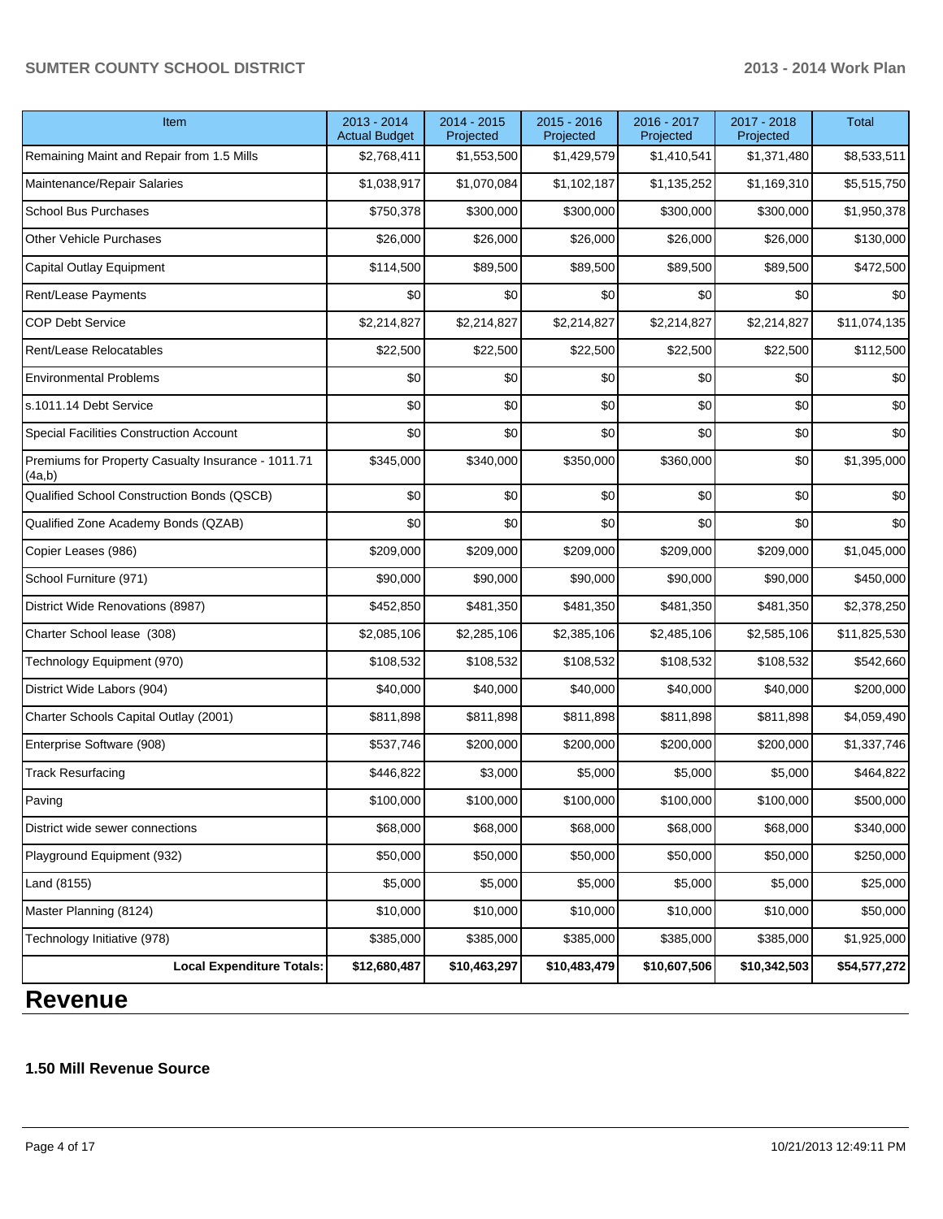| Item | 2013 - 2014 Actual Budget | 2014 - 2015 Projected | 2015 - 2016 Projected | 2016 - 2017 Projected | 2017 - 2018 Projected | Total |
|---|---|---|---|---|---|---|
| Remaining Maint and Repair from 1.5 Mills | $2,768,411 | $1,553,500 | $1,429,579 | $1,410,541 | $1,371,480 | $8,533,511 |
| Maintenance/Repair Salaries | $1,038,917 | $1,070,084 | $1,102,187 | $1,135,252 | $1,169,310 | $5,515,750 |
| School Bus Purchases | $750,378 | $300,000 | $300,000 | $300,000 | $300,000 | $1,950,378 |
| Other Vehicle Purchases | $26,000 | $26,000 | $26,000 | $26,000 | $26,000 | $130,000 |
| Capital Outlay Equipment | $114,500 | $89,500 | $89,500 | $89,500 | $89,500 | $472,500 |
| Rent/Lease Payments | $0 | $0 | $0 | $0 | $0 | $0 |
| COP Debt Service | $2,214,827 | $2,214,827 | $2,214,827 | $2,214,827 | $2,214,827 | $11,074,135 |
| Rent/Lease Relocatables | $22,500 | $22,500 | $22,500 | $22,500 | $22,500 | $112,500 |
| Environmental Problems | $0 | $0 | $0 | $0 | $0 | $0 |
| s.1011.14 Debt Service | $0 | $0 | $0 | $0 | $0 | $0 |
| Special Facilities Construction Account | $0 | $0 | $0 | $0 | $0 | $0 |
| Premiums for Property Casualty Insurance - 1011.71 (4a,b) | $345,000 | $340,000 | $350,000 | $360,000 | $0 | $1,395,000 |
| Qualified School Construction Bonds (QSCB) | $0 | $0 | $0 | $0 | $0 | $0 |
| Qualified Zone Academy Bonds (QZAB) | $0 | $0 | $0 | $0 | $0 | $0 |
| Copier Leases (986) | $209,000 | $209,000 | $209,000 | $209,000 | $209,000 | $1,045,000 |
| School Furniture (971) | $90,000 | $90,000 | $90,000 | $90,000 | $90,000 | $450,000 |
| District Wide Renovations (8987) | $452,850 | $481,350 | $481,350 | $481,350 | $481,350 | $2,378,250 |
| Charter School lease (308) | $2,085,106 | $2,285,106 | $2,385,106 | $2,485,106 | $2,585,106 | $11,825,530 |
| Technology Equipment (970) | $108,532 | $108,532 | $108,532 | $108,532 | $108,532 | $542,660 |
| District Wide Labors (904) | $40,000 | $40,000 | $40,000 | $40,000 | $40,000 | $200,000 |
| Charter Schools Capital Outlay (2001) | $811,898 | $811,898 | $811,898 | $811,898 | $811,898 | $4,059,490 |
| Enterprise Software (908) | $537,746 | $200,000 | $200,000 | $200,000 | $200,000 | $1,337,746 |
| Track Resurfacing | $446,822 | $3,000 | $5,000 | $5,000 | $5,000 | $464,822 |
| Paving | $100,000 | $100,000 | $100,000 | $100,000 | $100,000 | $500,000 |
| District wide sewer connections | $68,000 | $68,000 | $68,000 | $68,000 | $68,000 | $340,000 |
| Playground Equipment (932) | $50,000 | $50,000 | $50,000 | $50,000 | $50,000 | $250,000 |
| Land (8155) | $5,000 | $5,000 | $5,000 | $5,000 | $5,000 | $25,000 |
| Master Planning (8124) | $10,000 | $10,000 | $10,000 | $10,000 | $10,000 | $50,000 |
| Technology Initiative (978) | $385,000 | $385,000 | $385,000 | $385,000 | $385,000 | $1,925,000 |
| **Local Expenditure Totals:** | **$12,680,487** | **$10,463,297** | **$10,483,479** | **$10,607,506** | **$10,342,503** | **$54,577,272** |

# Revenue

**1.50 Mill Revenue Source**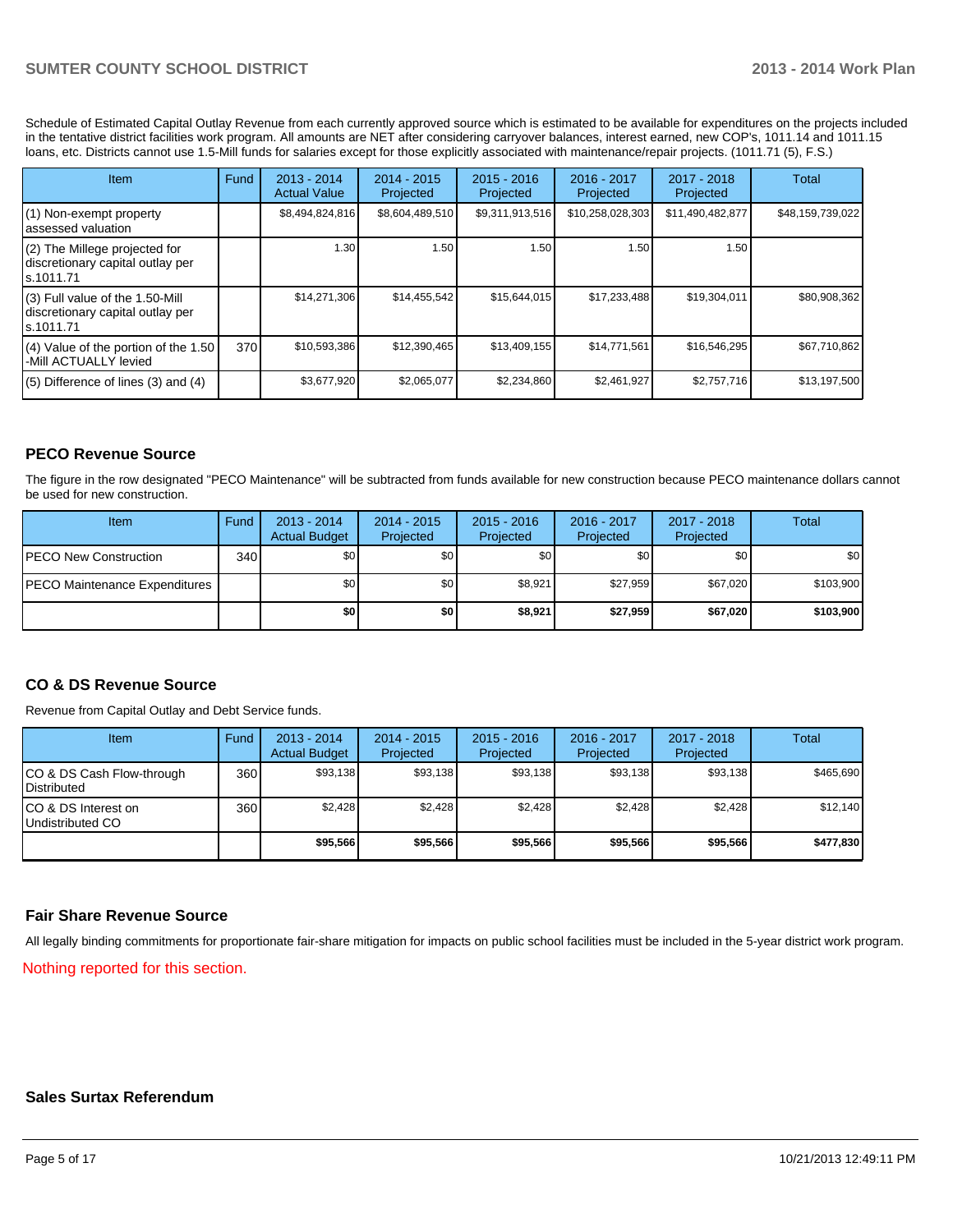Schedule of Estimated Capital Outlay Revenue from each currently approved source which is estimated to be available for expenditures on the projects included in the tentative district facilities work program. All amounts are NET after considering carryover balances, interest earned, new COP's, 1011.14 and 1011.15 loans, etc. Districts cannot use 1.5-Mill funds for salaries except for those explicitly associated with maintenance/repair projects. (1011.71 (5), F.S.)

| Item | Fund | 2013 - 2014 Actual Value | 2014 - 2015 Projected | 2015 - 2016 Projected | 2016 - 2017 Projected | 2017 - 2018 Projected | Total |
|---|---|---|---|---|---|---|---|
| (1) Non-exempt property assessed valuation | | $8,494,824,816 | $8,604,489,510 | $9,311,913,516 | $10,258,028,303 | $11,490,482,877 | $48,159,739,022 |
| (2) The Millege projected for discretionary capital outlay per s.1011.71 | | 1.30 | 1.50 | 1.50 | 1.50 | 1.50 | |
| (3) Full value of the 1.50-Mill discretionary capital outlay per s.1011.71 | | $14,271,306 | $14,455,542 | $15,644,015 | $17,233,488 | $19,304,011 | $80,908,362 |
| (4) Value of the portion of the 1.50 -Mill ACTUALLY levied | 370 | $10,593,386 | $12,390,465 | $13,409,155 | $14,771,561 | $16,546,295 | $67,710,862 |
| (5) Difference of lines (3) and (4) | | $3,677,920 | $2,065,077 | $2,234,860 | $2,461,927 | $2,757,716 | $13,197,500 |

## PECO Revenue Source

The figure in the row designated "PECO Maintenance" will be subtracted from funds available for new construction because PECO maintenance dollars cannot be used for new construction.

| Item | Fund | 2013 - 2014 Actual Budget | 2014 - 2015 Projected | 2015 - 2016 Projected | 2016 - 2017 Projected | 2017 - 2018 Projected | Total |
|---|---|---|---|---|---|---|---|
| PECO New Construction | 340 | $0 | $0 | $0 | $0 | $0 | $0 |
| PECO Maintenance Expenditures | | $0 | $0 | $8,921 | $27,959 | $67,020 | $103,900 |
| | | **$0** | **$0** | **$8,921** | **$27,959** | **$67,020** | **$103,900** |

## CO & DS Revenue Source

Revenue from Capital Outlay and Debt Service funds.

| Item | Fund | 2013 - 2014 Actual Budget | 2014 - 2015 Projected | 2015 - 2016 Projected | 2016 - 2017 Projected | 2017 - 2018 Projected | Total |
|---|---|---|---|---|---|---|---|
| CO & DS Cash Flow-through Distributed | 360 | $93,138 | $93,138 | $93,138 | $93,138 | $93,138 | $465,690 |
| CO & DS Interest on Undistributed CO | 360 | $2,428 | $2,428 | $2,428 | $2,428 | $2,428 | $12,140 |
| | | **$95,566** | **$95,566** | **$95,566** | **$95,566** | **$95,566** | **$477,830** |

## Fair Share Revenue Source

All legally binding commitments for proportionate fair-share mitigation for impacts on public school facilities must be included in the 5-year district work program.

Nothing reported for this section.

## Sales Surtax Referendum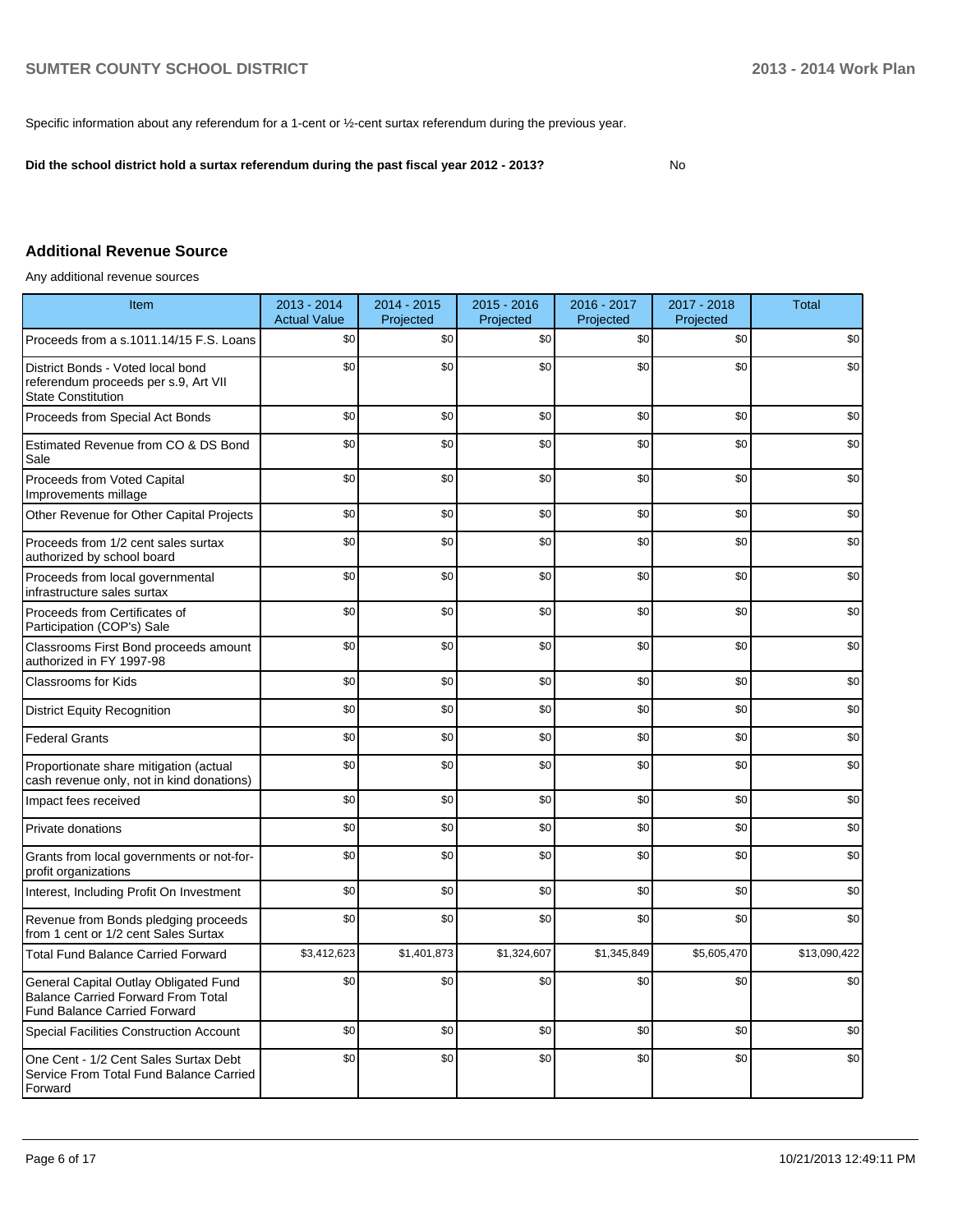Specific information about any referendum for a 1-cent or ½-cent surtax referendum during the previous year.

**Did the school district hold a surtax referendum during the past fiscal year 2012 - 2013?** No

## Additional Revenue Source

Any additional revenue sources

| Item | 2013 - 2014 Actual Value | 2014 - 2015 Projected | 2015 - 2016 Projected | 2016 - 2017 Projected | 2017 - 2018 Projected | Total |
|---|---|---|---|---|---|---|
| Proceeds from a s.1011.14/15 F.S. Loans | $0 | $0 | $0 | $0 | $0 | $0 |
| District Bonds - Voted local bond referendum proceeds per s.9, Art VII State Constitution | $0 | $0 | $0 | $0 | $0 | $0 |
| Proceeds from Special Act Bonds | $0 | $0 | $0 | $0 | $0 | $0 |
| Estimated Revenue from CO & DS Bond Sale | $0 | $0 | $0 | $0 | $0 | $0 |
| Proceeds from Voted Capital Improvements millage | $0 | $0 | $0 | $0 | $0 | $0 |
| Other Revenue for Other Capital Projects | $0 | $0 | $0 | $0 | $0 | $0 |
| Proceeds from 1/2 cent sales surtax authorized by school board | $0 | $0 | $0 | $0 | $0 | $0 |
| Proceeds from local governmental infrastructure sales surtax | $0 | $0 | $0 | $0 | $0 | $0 |
| Proceeds from Certificates of Participation (COP's) Sale | $0 | $0 | $0 | $0 | $0 | $0 |
| Classrooms First Bond proceeds amount authorized in FY 1997-98 | $0 | $0 | $0 | $0 | $0 | $0 |
| Classrooms for Kids | $0 | $0 | $0 | $0 | $0 | $0 |
| District Equity Recognition | $0 | $0 | $0 | $0 | $0 | $0 |
| Federal Grants | $0 | $0 | $0 | $0 | $0 | $0 |
| Proportionate share mitigation (actual cash revenue only, not in kind donations) | $0 | $0 | $0 | $0 | $0 | $0 |
| Impact fees received | $0 | $0 | $0 | $0 | $0 | $0 |
| Private donations | $0 | $0 | $0 | $0 | $0 | $0 |
| Grants from local governments or not-for-profit organizations | $0 | $0 | $0 | $0 | $0 | $0 |
| Interest, Including Profit On Investment | $0 | $0 | $0 | $0 | $0 | $0 |
| Revenue from Bonds pledging proceeds from 1 cent or 1/2 cent Sales Surtax | $0 | $0 | $0 | $0 | $0 | $0 |
| Total Fund Balance Carried Forward | $3,412,623 | $1,401,873 | $1,324,607 | $1,345,849 | $5,605,470 | $13,090,422 |
| General Capital Outlay Obligated Fund Balance Carried Forward From Total Fund Balance Carried Forward | $0 | $0 | $0 | $0 | $0 | $0 |
| Special Facilities Construction Account | $0 | $0 | $0 | $0 | $0 | $0 |
| One Cent - 1/2 Cent Sales Surtax Debt Service From Total Fund Balance Carried Forward | $0 | $0 | $0 | $0 | $0 | $0 |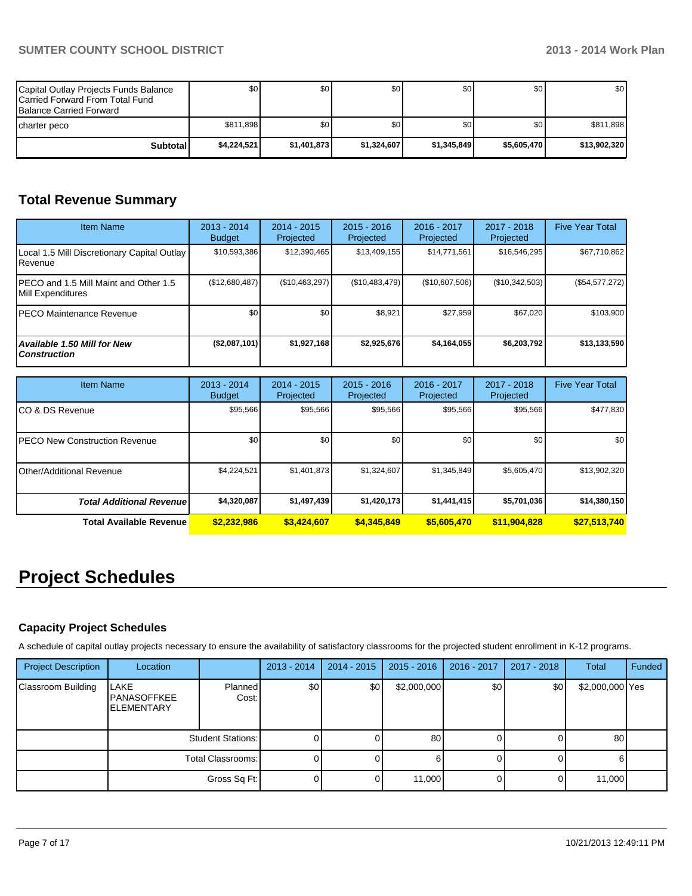| | | | | | | |
|---|---|---|---|---|---|---|
| Capital Outlay Projects Funds Balance Carried Forward From Total Fund Balance Carried Forward | $0 | $0 | $0 | $0 | $0 | $0 |
| charter peco | $811,898 | $0 | $0 | $0 | $0 | $811,898 |
| **Subtotal** | **$4,224,521** | **$1,401,873** | **$1,324,607** | **$1,345,849** | **$5,605,470** | **$13,902,320** |

## Total Revenue Summary

| Item Name | 2013 - 2014 Budget | 2014 - 2015 Projected | 2015 - 2016 Projected | 2016 - 2017 Projected | 2017 - 2018 Projected | Five Year Total |
|---|---|---|---|---|---|---|
| Local 1.5 Mill Discretionary Capital Outlay Revenue | $10,593,386 | $12,390,465 | $13,409,155 | $14,771,561 | $16,546,295 | $67,710,862 |
| PECO and 1.5 Mill Maint and Other 1.5 Mill Expenditures | ($12,680,487) | ($10,463,297) | ($10,483,479) | ($10,607,506) | ($10,342,503) | ($54,577,272) |
| PECO Maintenance Revenue | $0 | $0 | $8,921 | $27,959 | $67,020 | $103,900 |
| ***Available 1.50 Mill for New Construction*** | **($2,087,101)** | **$1,927,168** | **$2,925,676** | **$4,164,055** | **$6,203,792** | **$13,133,590** |

| Item Name | 2013 - 2014 Budget | 2014 - 2015 Projected | 2015 - 2016 Projected | 2016 - 2017 Projected | 2017 - 2018 Projected | Five Year Total |
|---|---|---|---|---|---|---|
| CO & DS Revenue | $95,566 | $95,566 | $95,566 | $95,566 | $95,566 | $477,830 |
| PECO New Construction Revenue | $0 | $0 | $0 | $0 | $0 | $0 |
| Other/Additional Revenue | $4,224,521 | $1,401,873 | $1,324,607 | $1,345,849 | $5,605,470 | $13,902,320 |
| ***Total Additional Revenue*** | **$4,320,087** | **$1,497,439** | **$1,420,173** | **$1,441,415** | **$5,701,036** | **$14,380,150** |
| **Total Available Revenue** | **$2,232,986** | **$3,424,607** | **$4,345,849** | **$5,605,470** | **$11,904,828** | **$27,513,740** |

# Project Schedules

### Capacity Project Schedules

A schedule of capital outlay projects necessary to ensure the availability of satisfactory classrooms for the projected student enrollment in K-12 programs.

| Project Description | Location | | 2013 - 2014 | 2014 - 2015 | 2015 - 2016 | 2016 - 2017 | 2017 - 2018 | Total | Funded |
|---|---|---|---|---|---|---|---|---|---|
| Classroom Building | LAKE PANASOFFKEE ELEMENTARY | Planned Cost: | $0 | $0 | $2,000,000 | $0 | $0 | $2,000,000 | Yes |
| | | Student Stations: | 0 | 0 | 80 | 0 | 0 | 80 | |
| | | Total Classrooms: | 0 | 0 | 6 | 0 | 0 | 6 | |
| | | Gross Sq Ft: | 0 | 0 | 11,000 | 0 | 0 | 11,000 | |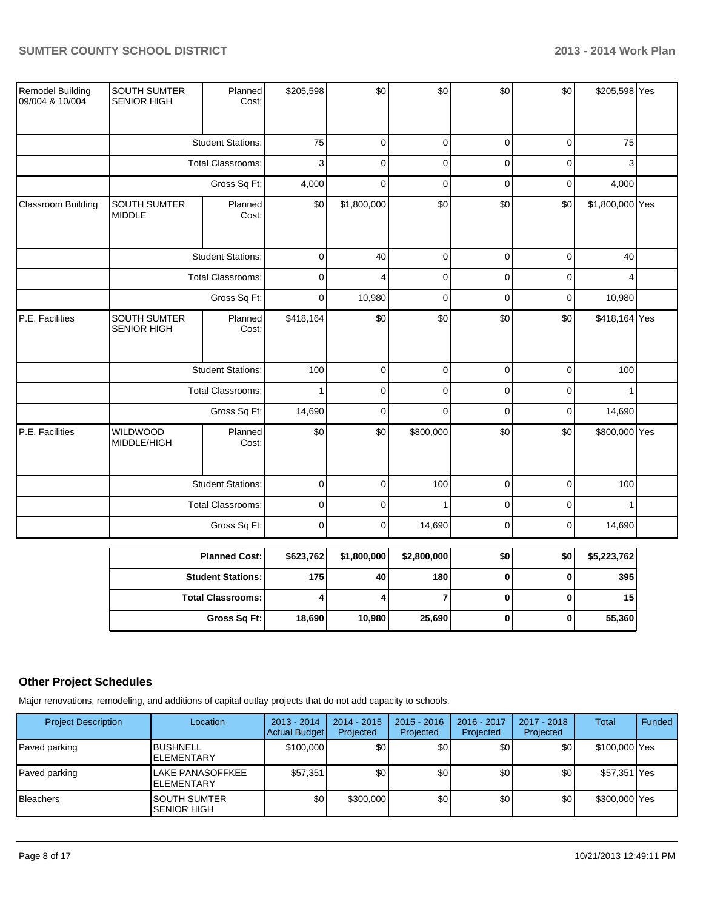| Remodel Building 09/004 & 10/004 | SOUTH SUMTER SENIOR HIGH | Planned Cost: | $205,598 | $0 | $0 | $0 | $0 | $205,598 | Yes |
|---|---|---|---|---|---|---|---|---|---|
| | | Student Stations: | 75 | 0 | 0 | 0 | 0 | 75 | |
| | | Total Classrooms: | 3 | 0 | 0 | 0 | 0 | 3 | |
| | | Gross Sq Ft: | 4,000 | 0 | 0 | 0 | 0 | 4,000 | |
| Classroom Building | SOUTH SUMTER MIDDLE | Planned Cost: | $0 | $1,800,000 | $0 | $0 | $0 | $1,800,000 | Yes |
| | | Student Stations: | 0 | 40 | 0 | 0 | 0 | 40 | |
| | | Total Classrooms: | 0 | 4 | 0 | 0 | 0 | 4 | |
| | | Gross Sq Ft: | 0 | 10,980 | 0 | 0 | 0 | 10,980 | |
| P.E. Facilities | SOUTH SUMTER SENIOR HIGH | Planned Cost: | $418,164 | $0 | $0 | $0 | $0 | $418,164 | Yes |
| | | Student Stations: | 100 | 0 | 0 | 0 | 0 | 100 | |
| | | Total Classrooms: | 1 | 0 | 0 | 0 | 0 | 1 | |
| | | Gross Sq Ft: | 14,690 | 0 | 0 | 0 | 0 | 14,690 | |
| P.E. Facilities | WILDWOOD MIDDLE/HIGH | Planned Cost: | $0 | $0 | $800,000 | $0 | $0 | $800,000 | Yes |
| | | Student Stations: | 0 | 0 | 100 | 0 | 0 | 100 | |
| | | Total Classrooms: | 0 | 0 | 1 | 0 | 0 | 1 | |
| | | Gross Sq Ft: | 0 | 0 | 14,690 | 0 | 0 | 14,690 | |

| | | | | | | |
|---|---|---|---|---|---|---|
| **Planned Cost:** | **$623,762** | **$1,800,000** | **$2,800,000** | **$0** | **$0** | **$5,223,762** |
| **Student Stations:** | **175** | **40** | **180** | **0** | **0** | **395** |
| **Total Classrooms:** | **4** | **4** | **7** | **0** | **0** | **15** |
| **Gross Sq Ft:** | **18,690** | **10,980** | **25,690** | **0** | **0** | **55,360** |

## Other Project Schedules

Major renovations, remodeling, and additions of capital outlay projects that do not add capacity to schools.

| Project Description | Location | 2013 - 2014 Actual Budget | 2014 - 2015 Projected | 2015 - 2016 Projected | 2016 - 2017 Projected | 2017 - 2018 Projected | Total | Funded |
|---|---|---|---|---|---|---|---|---|
| Paved parking | BUSHNELL ELEMENTARY | $100,000 | $0 | $0 | $0 | $0 | $100,000 | Yes |
| Paved parking | LAKE PANASOFFKEE ELEMENTARY | $57,351 | $0 | $0 | $0 | $0 | $57,351 | Yes |
| Bleachers | SOUTH SUMTER SENIOR HIGH | $0 | $300,000 | $0 | $0 | $0 | $300,000 | Yes |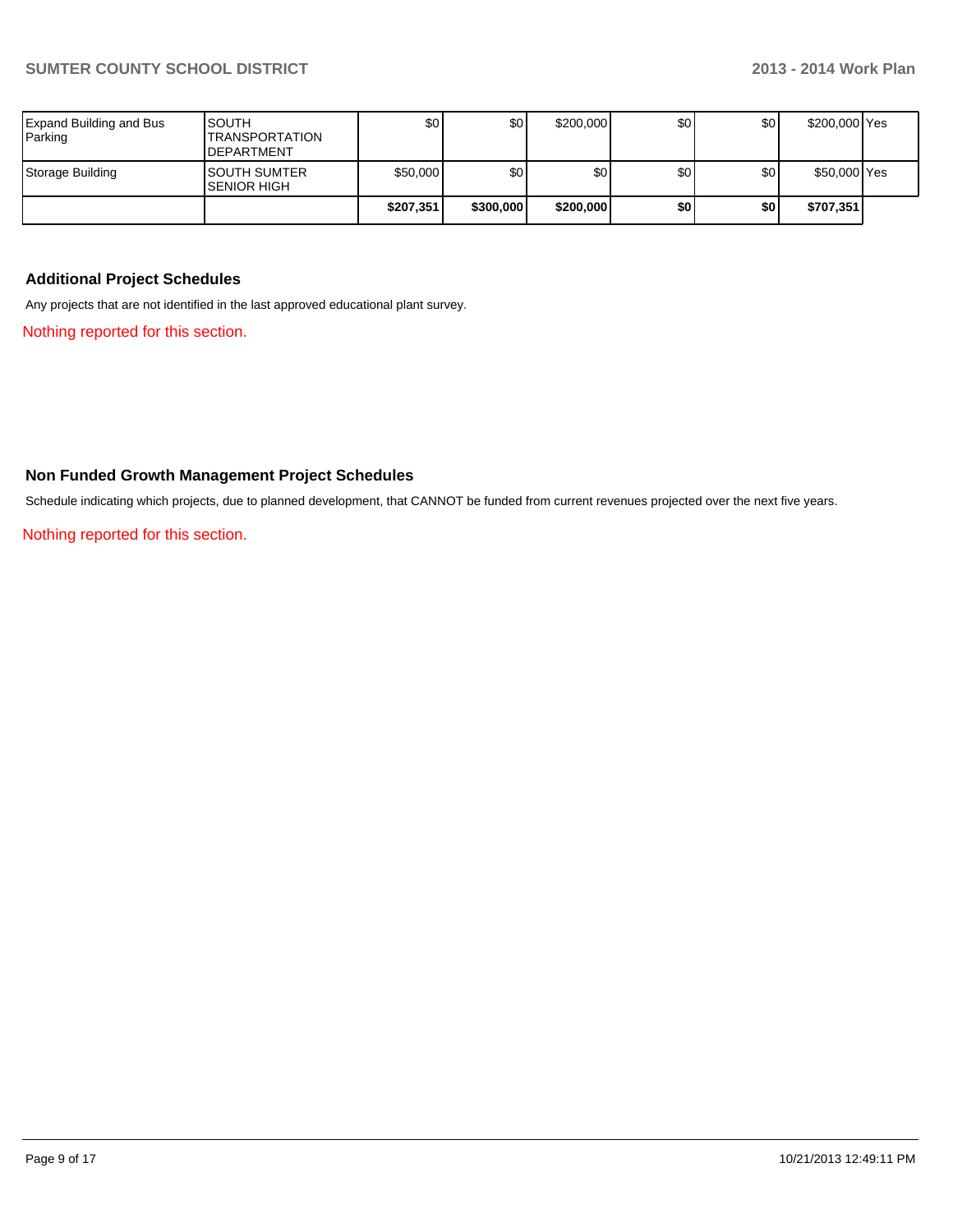| | | | | | | | | |
|---|---|---|---|---|---|---|---|---|
| Expand Building and Bus Parking | SOUTH TRANSPORTATION DEPARTMENT | $0 | $0 | $200,000 | $0 | $0 | $200,000 | Yes |
| Storage Building | SOUTH SUMTER SENIOR HIGH | $50,000 | $0 | $0 | $0 | $0 | $50,000 | Yes |
| | | **$207,351** | **$300,000** | **$200,000** | **$0** | **$0** | **$707,351** | |

### Additional Project Schedules

Any projects that are not identified in the last approved educational plant survey.

Nothing reported for this section.

### Non Funded Growth Management Project Schedules

Schedule indicating which projects, due to planned development, that CANNOT be funded from current revenues projected over the next five years.

Nothing reported for this section.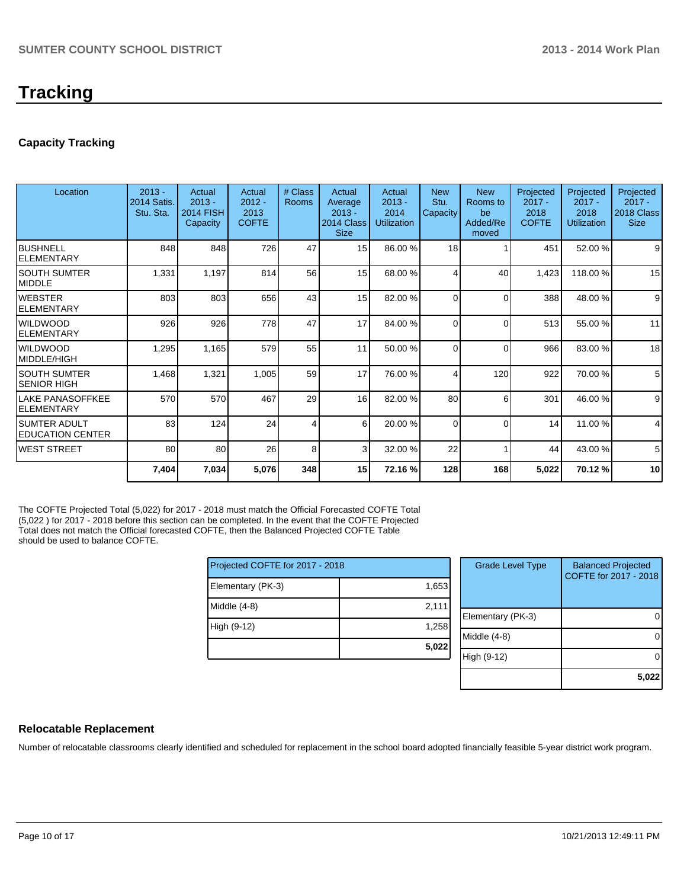# Tracking

## Capacity Tracking

| Location | 2013 - 2014 Satis. Stu. Sta. | Actual 2013 - 2014 FISH Capacity | Actual 2012 - 2013 COFTE | # Class Rooms | Actual Average 2013 - 2014 Class Size | Actual 2013 - 2014 Utilization | New Stu. Capacity | New Rooms to be Added/Removed | Projected 2017 - 2018 COFTE | Projected 2017 - 2018 Utilization | Projected 2017 - 2018 Class Size |
|---|---|---|---|---|---|---|---|---|---|---|---|
| BUSHNELL ELEMENTARY | 848 | 848 | 726 | 47 | 15 | 86.00 % | 18 | 1 | 451 | 52.00 % | 9 |
| SOUTH SUMTER MIDDLE | 1,331 | 1,197 | 814 | 56 | 15 | 68.00 % | 4 | 40 | 1,423 | 118.00 % | 15 |
| WEBSTER ELEMENTARY | 803 | 803 | 656 | 43 | 15 | 82.00 % | 0 | 0 | 388 | 48.00 % | 9 |
| WILDWOOD ELEMENTARY | 926 | 926 | 778 | 47 | 17 | 84.00 % | 0 | 0 | 513 | 55.00 % | 11 |
| WILDWOOD MIDDLE/HIGH | 1,295 | 1,165 | 579 | 55 | 11 | 50.00 % | 0 | 0 | 966 | 83.00 % | 18 |
| SOUTH SUMTER SENIOR HIGH | 1,468 | 1,321 | 1,005 | 59 | 17 | 76.00 % | 4 | 120 | 922 | 70.00 % | 5 |
| LAKE PANASOFFKEE ELEMENTARY | 570 | 570 | 467 | 29 | 16 | 82.00 % | 80 | 6 | 301 | 46.00 % | 9 |
| SUMTER ADULT EDUCATION CENTER | 83 | 124 | 24 | 4 | 6 | 20.00 % | 0 | 0 | 14 | 11.00 % | 4 |
| WEST STREET | 80 | 80 | 26 | 8 | 3 | 32.00 % | 22 | 1 | 44 | 43.00 % | 5 |
| | **7,404** | **7,034** | **5,076** | **348** | **15** | **72.16 %** | **128** | **168** | **5,022** | **70.12 %** | **10** |

The COFTE Projected Total (5,022) for 2017 - 2018 must match the Official Forecasted COFTE Total (5,022 ) for 2017 - 2018 before this section can be completed. In the event that the COFTE Projected Total does not match the Official forecasted COFTE, then the Balanced Projected COFTE Table should be used to balance COFTE.

| Projected COFTE for 2017 - 2018 | |
|---|---|
| Elementary (PK-3) | 1,653 |
| Middle (4-8) | 2,111 |
| High (9-12) | 1,258 |
| | **5,022** |

| Grade Level Type | Balanced Projected COFTE for 2017 - 2018 |
|---|---|
| Elementary (PK-3) | 0 |
| Middle (4-8) | 0 |
| High (9-12) | 0 |
| | **5,022** |

## Relocatable Replacement

Number of relocatable classrooms clearly identified and scheduled for replacement in the school board adopted financially feasible 5-year district work program.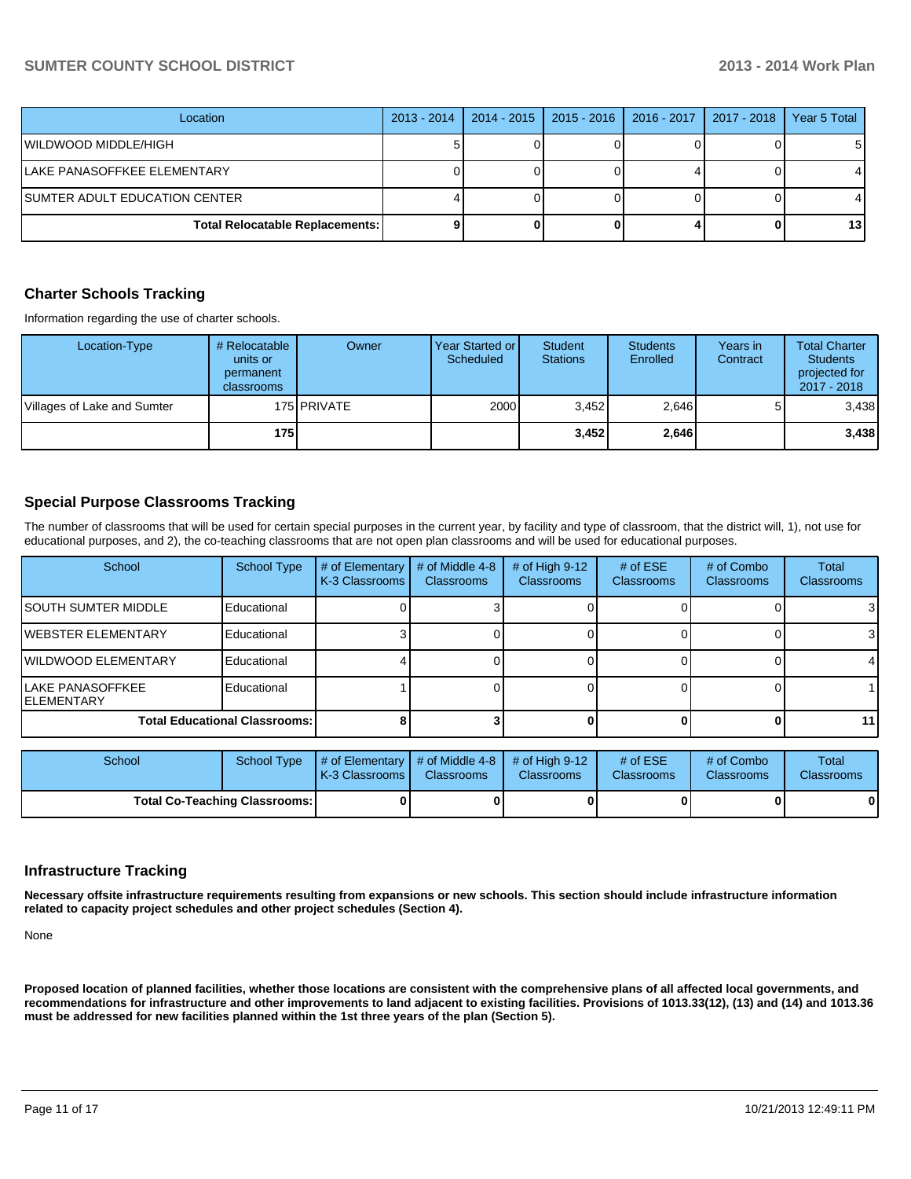| Location | 2013 - 2014 | 2014 - 2015 | 2015 - 2016 | 2016 - 2017 | 2017 - 2018 | Year 5 Total |
|---|---|---|---|---|---|---|
| WILDWOOD MIDDLE/HIGH | 5 | 0 | 0 | 0 | 0 | 5 |
| LAKE PANASOFFKEE ELEMENTARY | 0 | 0 | 0 | 4 | 0 | 4 |
| SUMTER ADULT EDUCATION CENTER | 4 | 0 | 0 | 0 | 0 | 4 |
| **Total Relocatable Replacements:** | **9** | **0** | **0** | **4** | **0** | **13** |

## Charter Schools Tracking

Information regarding the use of charter schools.

| Location-Type | # Relocatable units or permanent classrooms | Owner | Year Started or Scheduled | Student Stations | Students Enrolled | Years in Contract | Total Charter Students projected for 2017 - 2018 |
|---|---|---|---|---|---|---|---|
| Villages of Lake and Sumter | 175 | PRIVATE | 2000 | 3,452 | 2,646 | 5 | 3,438 |
| | **175** | | | **3,452** | **2,646** | | **3,438** |

## Special Purpose Classrooms Tracking

The number of classrooms that will be used for certain special purposes in the current year, by facility and type of classroom, that the district will, 1), not use for educational purposes, and 2), the co-teaching classrooms that are not open plan classrooms and will be used for educational purposes.

| School | School Type | # of Elementary K-3 Classrooms | # of Middle 4-8 Classrooms | # of High 9-12 Classrooms | # of ESE Classrooms | # of Combo Classrooms | Total Classrooms |
|---|---|---|---|---|---|---|---|
| SOUTH SUMTER MIDDLE | Educational | 0 | 3 | 0 | 0 | 0 | 3 |
| WEBSTER ELEMENTARY | Educational | 3 | 0 | 0 | 0 | 0 | 3 |
| WILDWOOD ELEMENTARY | Educational | 4 | 0 | 0 | 0 | 0 | 4 |
| LAKE PANASOFFKEE ELEMENTARY | Educational | 1 | 0 | 0 | 0 | 0 | 1 |
| **Total Educational Classrooms:** | | **8** | **3** | **0** | **0** | **0** | **11** |

| School | School Type | # of Elementary K-3 Classrooms | # of Middle 4-8 Classrooms | # of High 9-12 Classrooms | # of ESE Classrooms | # of Combo Classrooms | Total Classrooms |
|---|---|---|---|---|---|---|---|
| **Total Co-Teaching Classrooms:** | | **0** | **0** | **0** | **0** | **0** | **0** |

## Infrastructure Tracking

**Necessary offsite infrastructure requirements resulting from expansions or new schools. This section should include infrastructure information related to capacity project schedules and other project schedules (Section 4).**

None

**Proposed location of planned facilities, whether those locations are consistent with the comprehensive plans of all affected local governments, and recommendations for infrastructure and other improvements to land adjacent to existing facilities. Provisions of 1013.33(12), (13) and (14) and 1013.36 must be addressed for new facilities planned within the 1st three years of the plan (Section 5).**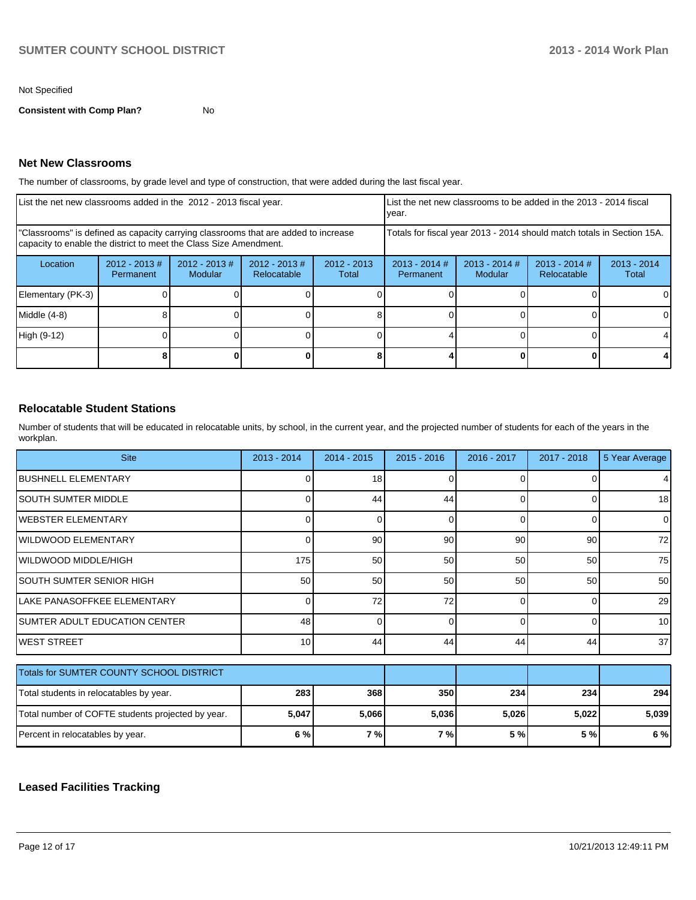Not Specified

**Consistent with Comp Plan?** No

## Net New Classrooms

The number of classrooms, by grade level and type of construction, that were added during the last fiscal year.

| List the net new classrooms added in the 2012 - 2013 fiscal year. | | | | | List the net new classrooms to be added in the 2013 - 2014 fiscal year. | | | |
|---|---|---|---|---|---|---|---|---|
| "Classrooms" is defined as capacity carrying classrooms that are added to increase capacity to enable the district to meet the Class Size Amendment. | | | | | Totals for fiscal year 2013 - 2014 should match totals in Section 15A. | | | |
| Location | 2012 - 2013 # Permanent | 2012 - 2013 # Modular | 2012 - 2013 # Relocatable | 2012 - 2013 Total | 2013 - 2014 # Permanent | 2013 - 2014 # Modular | 2013 - 2014 # Relocatable | 2013 - 2014 Total |
| Elementary (PK-3) | 0 | 0 | 0 | 0 | 0 | 0 | 0 | 0 |
| Middle (4-8) | 8 | 0 | 0 | 8 | 0 | 0 | 0 | 0 |
| High (9-12) | 0 | 0 | 0 | 0 | 4 | 0 | 0 | 4 |
| | **8** | **0** | **0** | **8** | **4** | **0** | **0** | **4** |

## Relocatable Student Stations

Number of students that will be educated in relocatable units, by school, in the current year, and the projected number of students for each of the years in the workplan.

| Site | 2013 - 2014 | 2014 - 2015 | 2015 - 2016 | 2016 - 2017 | 2017 - 2018 | 5 Year Average |
|---|---|---|---|---|---|---|
| BUSHNELL ELEMENTARY | 0 | 18 | 0 | 0 | 0 | 4 |
| SOUTH SUMTER MIDDLE | 0 | 44 | 44 | 0 | 0 | 18 |
| WEBSTER ELEMENTARY | 0 | 0 | 0 | 0 | 0 | 0 |
| WILDWOOD ELEMENTARY | 0 | 90 | 90 | 90 | 90 | 72 |
| WILDWOOD MIDDLE/HIGH | 175 | 50 | 50 | 50 | 50 | 75 |
| SOUTH SUMTER SENIOR HIGH | 50 | 50 | 50 | 50 | 50 | 50 |
| LAKE PANASOFFKEE ELEMENTARY | 0 | 72 | 72 | 0 | 0 | 29 |
| SUMTER ADULT EDUCATION CENTER | 48 | 0 | 0 | 0 | 0 | 10 |
| WEST STREET | 10 | 44 | 44 | 44 | 44 | 37 |

| Totals for SUMTER COUNTY SCHOOL DISTRICT | | | | | | |
|---|---|---|---|---|---|---|
| Total students in relocatables by year. | **283** | **368** | **350** | **234** | **234** | **294** |
| Total number of COFTE students projected by year. | **5,047** | **5,066** | **5,036** | **5,026** | **5,022** | **5,039** |
| Percent in relocatables by year. | **6 %** | **7 %** | **7 %** | **5 %** | **5 %** | **6 %** |

## Leased Facilities Tracking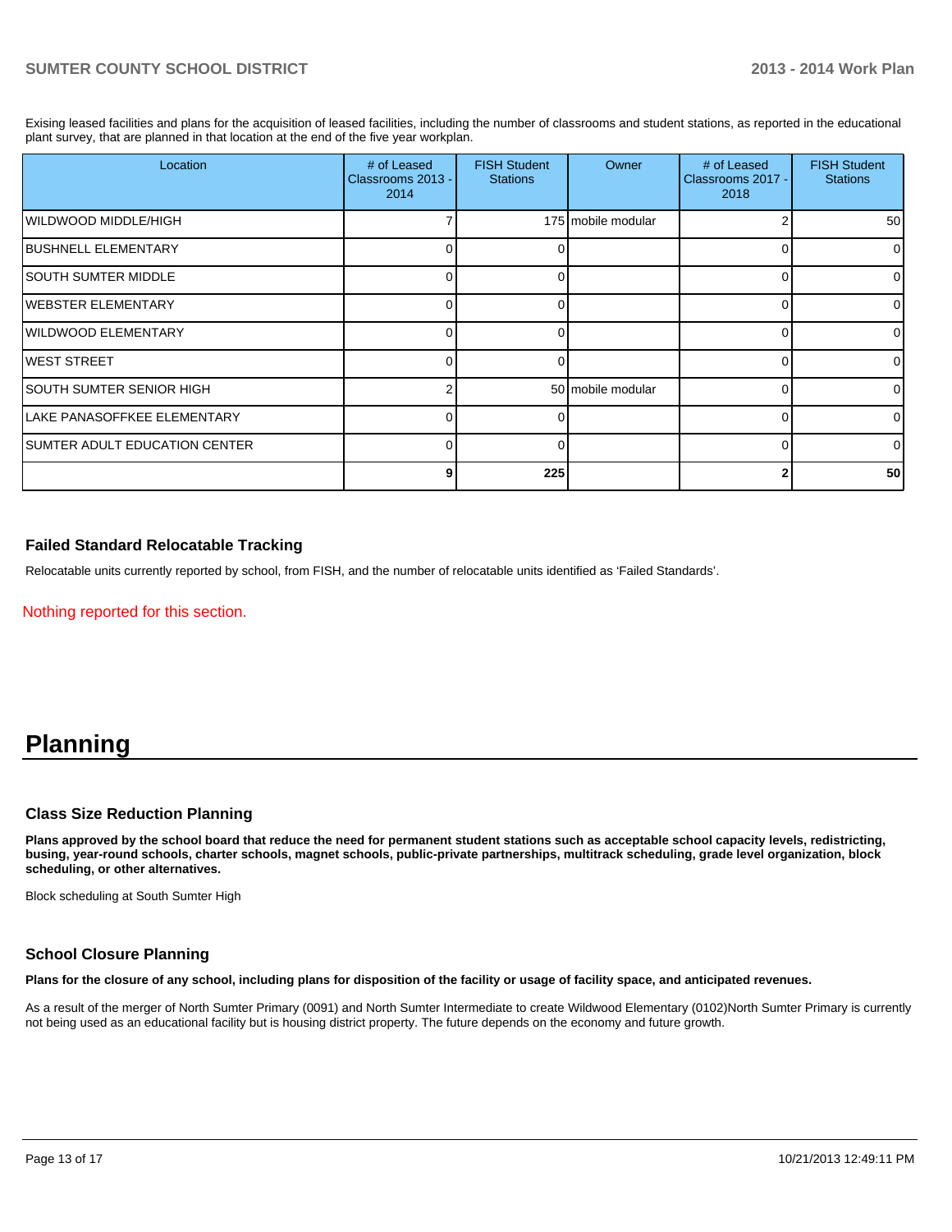Exising leased facilities and plans for the acquisition of leased facilities, including the number of classrooms and student stations, as reported in the educational plant survey, that are planned in that location at the end of the five year workplan.

| Location | # of Leased Classrooms 2013 - 2014 | FISH Student Stations | Owner | # of Leased Classrooms 2017 - 2018 | FISH Student Stations |
|---|---|---|---|---|---|
| WILDWOOD MIDDLE/HIGH | 7 | 175 | mobile modular | 2 | 50 |
| BUSHNELL ELEMENTARY | 0 | 0 | | 0 | 0 |
| SOUTH SUMTER MIDDLE | 0 | 0 | | 0 | 0 |
| WEBSTER ELEMENTARY | 0 | 0 | | 0 | 0 |
| WILDWOOD ELEMENTARY | 0 | 0 | | 0 | 0 |
| WEST STREET | 0 | 0 | | 0 | 0 |
| SOUTH SUMTER SENIOR HIGH | 2 | 50 | mobile modular | 0 | 0 |
| LAKE PANASOFFKEE ELEMENTARY | 0 | 0 | | 0 | 0 |
| SUMTER ADULT EDUCATION CENTER | 0 | 0 | | 0 | 0 |
| | **9** | **225** | | **2** | **50** |

### Failed Standard Relocatable Tracking

Relocatable units currently reported by school, from FISH, and the number of relocatable units identified as 'Failed Standards'.

Nothing reported for this section.

# Planning

### Class Size Reduction Planning

**Plans approved by the school board that reduce the need for permanent student stations such as acceptable school capacity levels, redistricting, busing, year-round schools, charter schools, magnet schools, public-private partnerships, multitrack scheduling, grade level organization, block scheduling, or other alternatives.**

Block scheduling at South Sumter High

### School Closure Planning

**Plans for the closure of any school, including plans for disposition of the facility or usage of facility space, and anticipated revenues.**

As a result of the merger of North Sumter Primary (0091) and North Sumter Intermediate to create Wildwood Elementary (0102)North Sumter Primary is currently not being used as an educational facility but is housing district property. The future depends on the economy and future growth.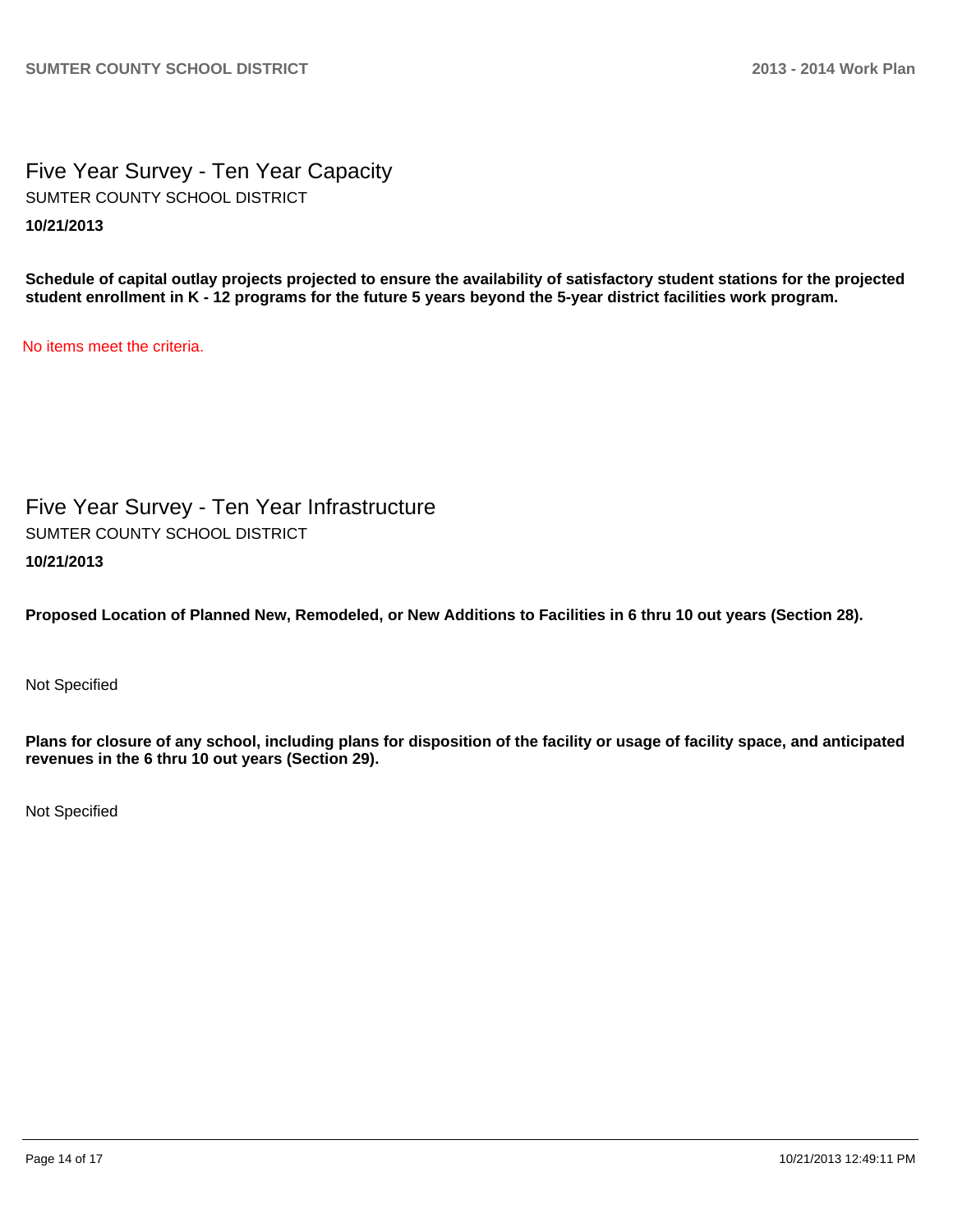## Five Year Survey - Ten Year Capacity

SUMTER COUNTY SCHOOL DISTRICT

**10/21/2013**

**Schedule of capital outlay projects projected to ensure the availability of satisfactory student stations for the projected student enrollment in K - 12 programs for the future 5 years beyond the 5-year district facilities work program.**

No items meet the criteria.

## Five Year Survey - Ten Year Infrastructure

SUMTER COUNTY SCHOOL DISTRICT

**10/21/2013**

**Proposed Location of Planned New, Remodeled, or New Additions to Facilities in 6 thru 10 out years (Section 28).**

Not Specified

**Plans for closure of any school, including plans for disposition of the facility or usage of facility space, and anticipated revenues in the 6 thru 10 out years (Section 29).**

Not Specified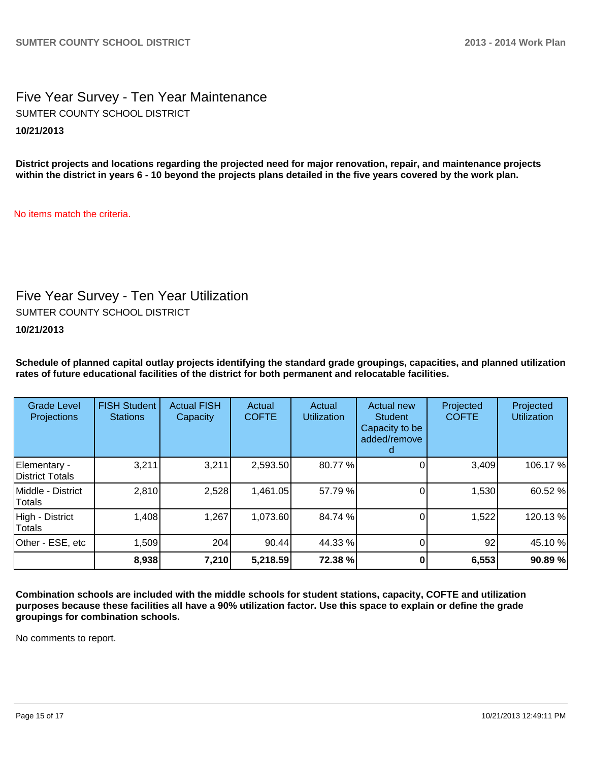## Five Year Survey - Ten Year Maintenance

SUMTER COUNTY SCHOOL DISTRICT

**10/21/2013**

**District projects and locations regarding the projected need for major renovation, repair, and maintenance projects within the district in years 6 - 10 beyond the projects plans detailed in the five years covered by the work plan.**

No items match the criteria.

## Five Year Survey - Ten Year Utilization

SUMTER COUNTY SCHOOL DISTRICT

**10/21/2013**

**Schedule of planned capital outlay projects identifying the standard grade groupings, capacities, and planned utilization rates of future educational facilities of the district for both permanent and relocatable facilities.**

| Grade Level Projections | FISH Student Stations | Actual FISH Capacity | Actual COFTE | Actual Utilization | Actual new Student Capacity to be added/removed | Projected COFTE | Projected Utilization |
|---|---|---|---|---|---|---|---|
| Elementary - District Totals | 3,211 | 3,211 | 2,593.50 | 80.77 % | 0 | 3,409 | 106.17 % |
| Middle - District Totals | 2,810 | 2,528 | 1,461.05 | 57.79 % | 0 | 1,530 | 60.52 % |
| High - District Totals | 1,408 | 1,267 | 1,073.60 | 84.74 % | 0 | 1,522 | 120.13 % |
| Other - ESE, etc | 1,509 | 204 | 90.44 | 44.33 % | 0 | 92 | 45.10 % |
| | **8,938** | **7,210** | **5,218.59** | **72.38 %** | **0** | **6,553** | **90.89 %** |

**Combination schools are included with the middle schools for student stations, capacity, COFTE and utilization purposes because these facilities all have a 90% utilization factor. Use this space to explain or define the grade groupings for combination schools.**

No comments to report.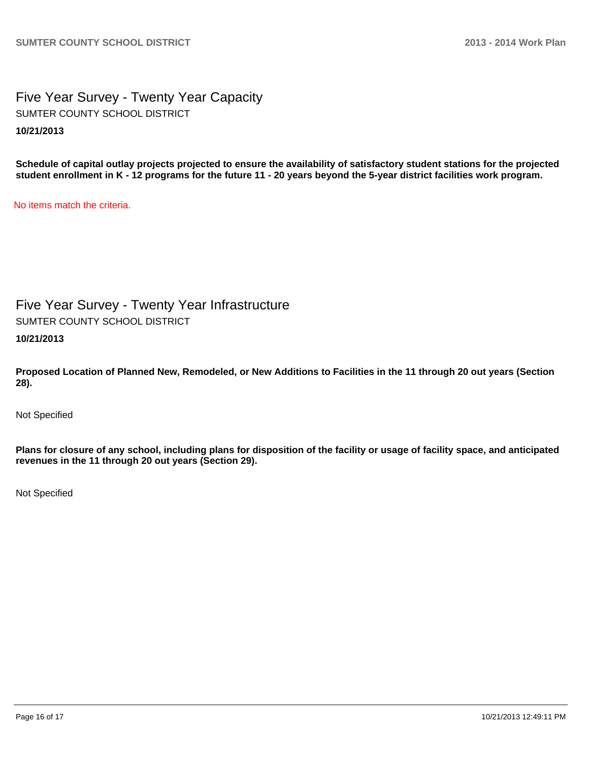# Five Year Survey - Twenty Year Capacity

SUMTER COUNTY SCHOOL DISTRICT

**10/21/2013**

**Schedule of capital outlay projects projected to ensure the availability of satisfactory student stations for the projected student enrollment in K - 12 programs for the future 11 - 20 years beyond the 5-year district facilities work program.**

No items match the criteria.

# Five Year Survey - Twenty Year Infrastructure

SUMTER COUNTY SCHOOL DISTRICT

**10/21/2013**

**Proposed Location of Planned New, Remodeled, or New Additions to Facilities in the 11 through 20 out years (Section 28).**

Not Specified

**Plans for closure of any school, including plans for disposition of the facility or usage of facility space, and anticipated revenues in the 11 through 20 out years (Section 29).**

Not Specified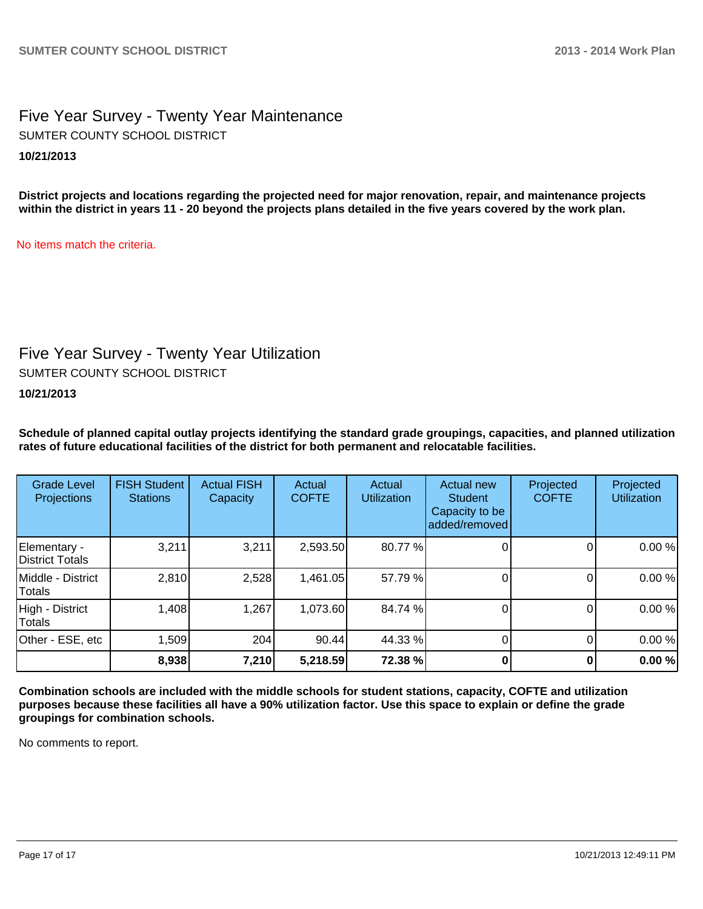## Five Year Survey - Twenty Year Maintenance

SUMTER COUNTY SCHOOL DISTRICT

**10/21/2013**

**District projects and locations regarding the projected need for major renovation, repair, and maintenance projects within the district in years 11 - 20 beyond the projects plans detailed in the five years covered by the work plan.**

No items match the criteria.

## Five Year Survey - Twenty Year Utilization

SUMTER COUNTY SCHOOL DISTRICT

**10/21/2013**

**Schedule of planned capital outlay projects identifying the standard grade groupings, capacities, and planned utilization rates of future educational facilities of the district for both permanent and relocatable facilities.**

| Grade Level Projections | FISH Student Stations | Actual FISH Capacity | Actual COFTE | Actual Utilization | Actual new Student Capacity to be added/removed | Projected COFTE | Projected Utilization |
|---|---|---|---|---|---|---|---|
| Elementary - District Totals | 3,211 | 3,211 | 2,593.50 | 80.77 % | 0 | 0 | 0.00 % |
| Middle - District Totals | 2,810 | 2,528 | 1,461.05 | 57.79 % | 0 | 0 | 0.00 % |
| High - District Totals | 1,408 | 1,267 | 1,073.60 | 84.74 % | 0 | 0 | 0.00 % |
| Other - ESE, etc | 1,509 | 204 | 90.44 | 44.33 % | 0 | 0 | 0.00 % |
| | **8,938** | **7,210** | **5,218.59** | **72.38 %** | **0** | **0** | **0.00 %** |

**Combination schools are included with the middle schools for student stations, capacity, COFTE and utilization purposes because these facilities all have a 90% utilization factor. Use this space to explain or define the grade groupings for combination schools.**

No comments to report.